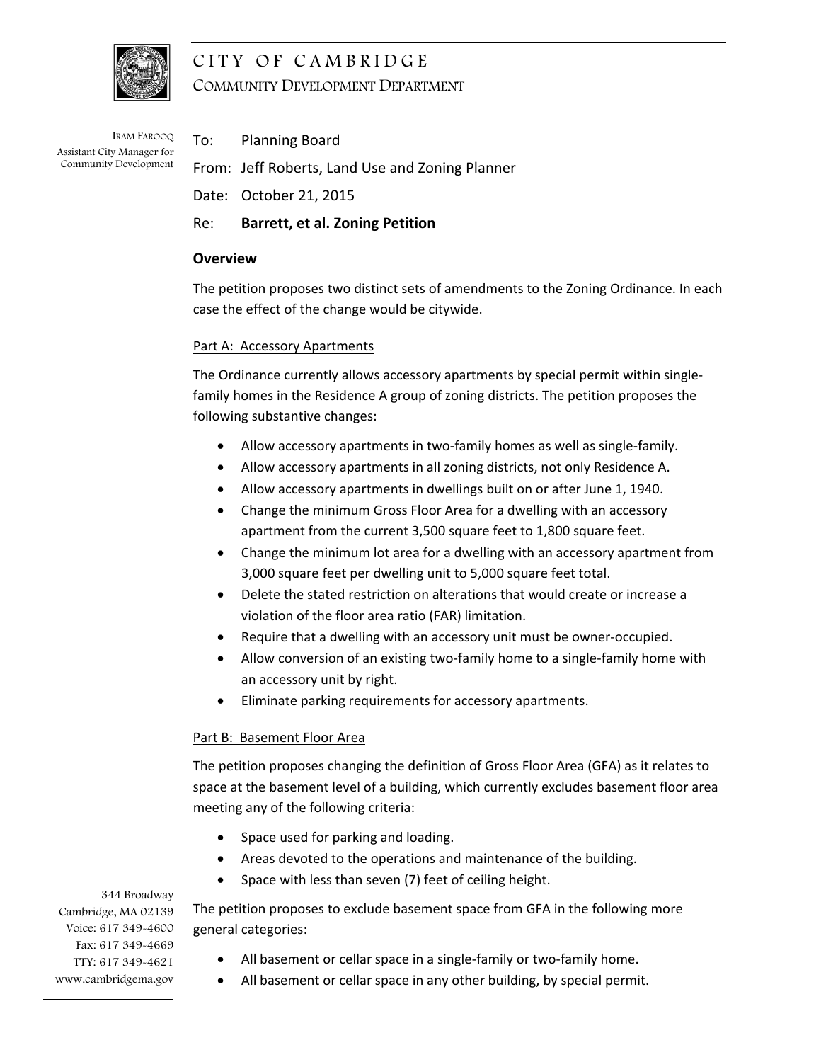# CITY OF CAMBRIDGE

COMMUNITY DEVELOPMENT DEPARTMENT

IRAM FAROOQ
Assistant City Manager for Community Development

To: Planning Board

From: Jeff Roberts, Land Use and Zoning Planner

Date: October 21, 2015

Re: **Barrett, et al. Zoning Petition**

## Overview

The petition proposes two distinct sets of amendments to the Zoning Ordinance. In each case the effect of the change would be citywide.

### Part A: Accessory Apartments

The Ordinance currently allows accessory apartments by special permit within single-family homes in the Residence A group of zoning districts. The petition proposes the following substantive changes:

- Allow accessory apartments in two-family homes as well as single-family.
- Allow accessory apartments in all zoning districts, not only Residence A.
- Allow accessory apartments in dwellings built on or after June 1, 1940.
- Change the minimum Gross Floor Area for a dwelling with an accessory apartment from the current 3,500 square feet to 1,800 square feet.
- Change the minimum lot area for a dwelling with an accessory apartment from 3,000 square feet per dwelling unit to 5,000 square feet total.
- Delete the stated restriction on alterations that would create or increase a violation of the floor area ratio (FAR) limitation.
- Require that a dwelling with an accessory unit must be owner-occupied.
- Allow conversion of an existing two-family home to a single-family home with an accessory unit by right.
- Eliminate parking requirements for accessory apartments.

### Part B: Basement Floor Area

The petition proposes changing the definition of Gross Floor Area (GFA) as it relates to space at the basement level of a building, which currently excludes basement floor area meeting any of the following criteria:

- Space used for parking and loading.
- Areas devoted to the operations and maintenance of the building.
- Space with less than seven (7) feet of ceiling height.

The petition proposes to exclude basement space from GFA in the following more general categories:

- All basement or cellar space in a single-family or two-family home.
- All basement or cellar space in any other building, by special permit.

344 Broadway
Cambridge, MA 02139
Voice: 617 349-4600
Fax: 617 349-4669
TTY: 617 349-4621
www.cambridgema.gov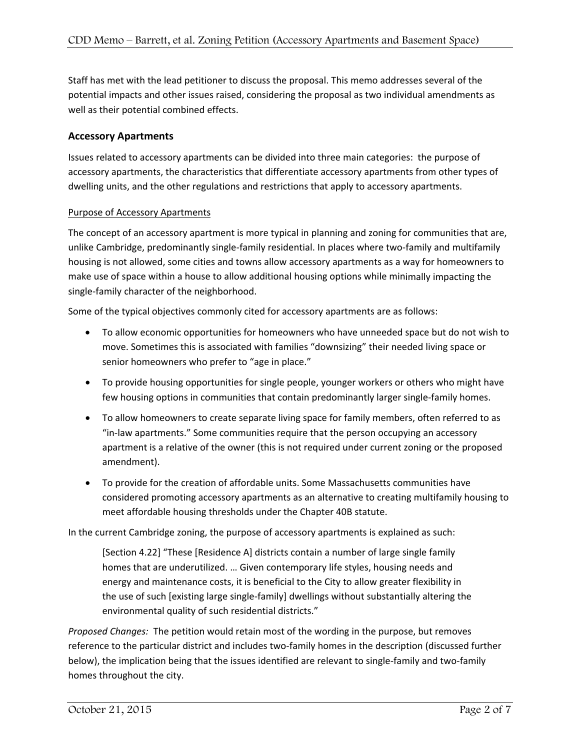Staff has met with the lead petitioner to discuss the proposal. This memo addresses several of the potential impacts and other issues raised, considering the proposal as two individual amendments as well as their potential combined effects.

## Accessory Apartments

Issues related to accessory apartments can be divided into three main categories: the purpose of accessory apartments, the characteristics that differentiate accessory apartments from other types of dwelling units, and the other regulations and restrictions that apply to accessory apartments.

### Purpose of Accessory Apartments

The concept of an accessory apartment is more typical in planning and zoning for communities that are, unlike Cambridge, predominantly single-family residential. In places where two-family and multifamily housing is not allowed, some cities and towns allow accessory apartments as a way for homeowners to make use of space within a house to allow additional housing options while minimally impacting the single-family character of the neighborhood.

Some of the typical objectives commonly cited for accessory apartments are as follows:

- To allow economic opportunities for homeowners who have unneeded space but do not wish to move. Sometimes this is associated with families "downsizing" their needed living space or senior homeowners who prefer to "age in place."
- To provide housing opportunities for single people, younger workers or others who might have few housing options in communities that contain predominantly larger single-family homes.
- To allow homeowners to create separate living space for family members, often referred to as "in-law apartments." Some communities require that the person occupying an accessory apartment is a relative of the owner (this is not required under current zoning or the proposed amendment).
- To provide for the creation of affordable units. Some Massachusetts communities have considered promoting accessory apartments as an alternative to creating multifamily housing to meet affordable housing thresholds under the Chapter 40B statute.

In the current Cambridge zoning, the purpose of accessory apartments is explained as such:

> [Section 4.22] "These [Residence A] districts contain a number of large single family homes that are underutilized. … Given contemporary life styles, housing needs and energy and maintenance costs, it is beneficial to the City to allow greater flexibility in the use of such [existing large single-family] dwellings without substantially altering the environmental quality of such residential districts."

*Proposed Changes:* The petition would retain most of the wording in the purpose, but removes reference to the particular district and includes two-family homes in the description (discussed further below), the implication being that the issues identified are relevant to single-family and two-family homes throughout the city.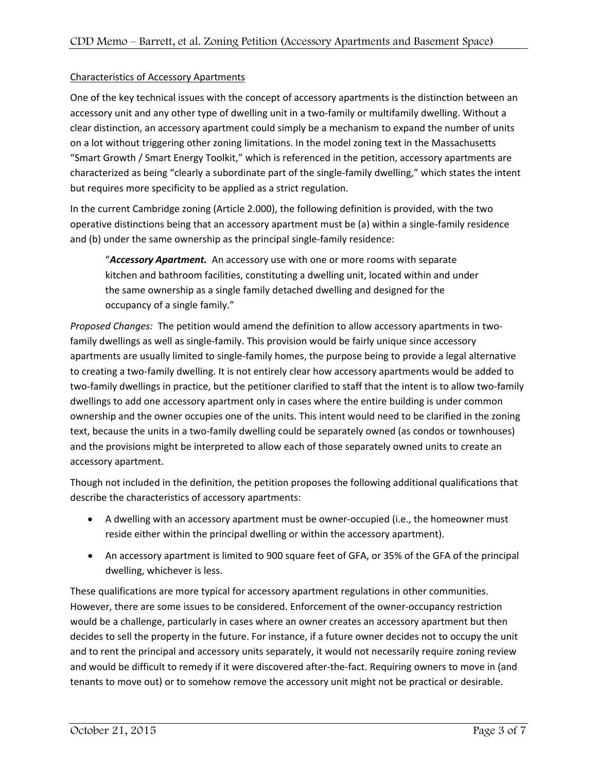Characteristics of Accessory Apartments

One of the key technical issues with the concept of accessory apartments is the distinction between an accessory unit and any other type of dwelling unit in a two-family or multifamily dwelling. Without a clear distinction, an accessory apartment could simply be a mechanism to expand the number of units on a lot without triggering other zoning limitations. In the model zoning text in the Massachusetts "Smart Growth / Smart Energy Toolkit," which is referenced in the petition, accessory apartments are characterized as being "clearly a subordinate part of the single-family dwelling," which states the intent but requires more specificity to be applied as a strict regulation.

In the current Cambridge zoning (Article 2.000), the following definition is provided, with the two operative distinctions being that an accessory apartment must be (a) within a single-family residence and (b) under the same ownership as the principal single-family residence:

> "***Accessory Apartment.*** An accessory use with one or more rooms with separate kitchen and bathroom facilities, constituting a dwelling unit, located within and under the same ownership as a single family detached dwelling and designed for the occupancy of a single family."

*Proposed Changes:* The petition would amend the definition to allow accessory apartments in two-family dwellings as well as single-family. This provision would be fairly unique since accessory apartments are usually limited to single-family homes, the purpose being to provide a legal alternative to creating a two-family dwelling. It is not entirely clear how accessory apartments would be added to two-family dwellings in practice, but the petitioner clarified to staff that the intent is to allow two-family dwellings to add one accessory apartment only in cases where the entire building is under common ownership and the owner occupies one of the units. This intent would need to be clarified in the zoning text, because the units in a two-family dwelling could be separately owned (as condos or townhouses) and the provisions might be interpreted to allow each of those separately owned units to create an accessory apartment.

Though not included in the definition, the petition proposes the following additional qualifications that describe the characteristics of accessory apartments:

- A dwelling with an accessory apartment must be owner-occupied (i.e., the homeowner must reside either within the principal dwelling or within the accessory apartment).
- An accessory apartment is limited to 900 square feet of GFA, or 35% of the GFA of the principal dwelling, whichever is less.

These qualifications are more typical for accessory apartment regulations in other communities. However, there are some issues to be considered. Enforcement of the owner-occupancy restriction would be a challenge, particularly in cases where an owner creates an accessory apartment but then decides to sell the property in the future. For instance, if a future owner decides not to occupy the unit and to rent the principal and accessory units separately, it would not necessarily require zoning review and would be difficult to remedy if it were discovered after-the-fact. Requiring owners to move in (and tenants to move out) or to somehow remove the accessory unit might not be practical or desirable.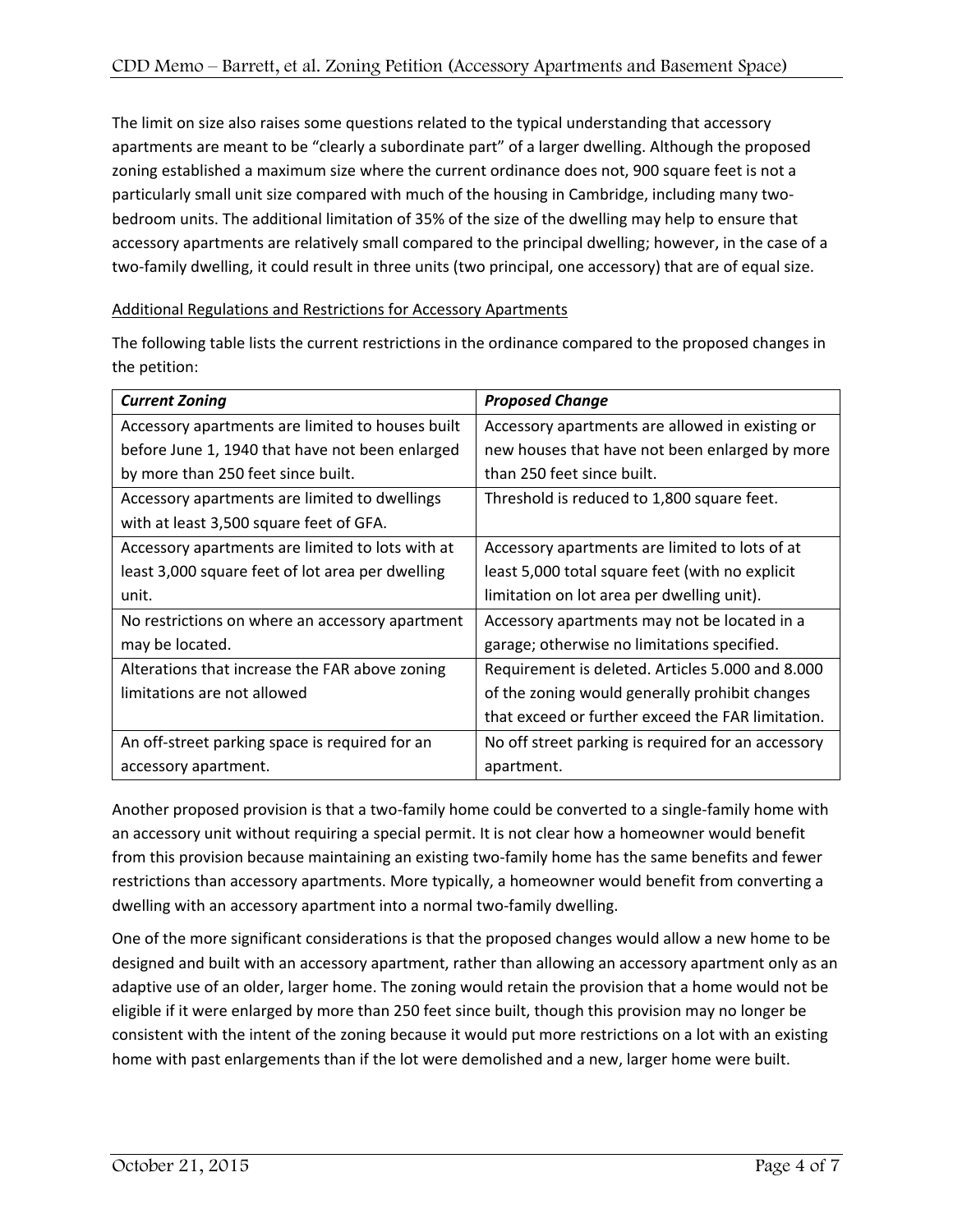The limit on size also raises some questions related to the typical understanding that accessory apartments are meant to be "clearly a subordinate part" of a larger dwelling. Although the proposed zoning established a maximum size where the current ordinance does not, 900 square feet is not a particularly small unit size compared with much of the housing in Cambridge, including many two-bedroom units. The additional limitation of 35% of the size of the dwelling may help to ensure that accessory apartments are relatively small compared to the principal dwelling; however, in the case of a two-family dwelling, it could result in three units (two principal, one accessory) that are of equal size.

Additional Regulations and Restrictions for Accessory Apartments

The following table lists the current restrictions in the ordinance compared to the proposed changes in the petition:

| ***Current Zoning*** | ***Proposed Change*** |
|---|---|
| Accessory apartments are limited to houses built before June 1, 1940 that have not been enlarged by more than 250 feet since built. | Accessory apartments are allowed in existing or new houses that have not been enlarged by more than 250 feet since built. |
| Accessory apartments are limited to dwellings with at least 3,500 square feet of GFA. | Threshold is reduced to 1,800 square feet. |
| Accessory apartments are limited to lots with at least 3,000 square feet of lot area per dwelling unit. | Accessory apartments are limited to lots of at least 5,000 total square feet (with no explicit limitation on lot area per dwelling unit). |
| No restrictions on where an accessory apartment may be located. | Accessory apartments may not be located in a garage; otherwise no limitations specified. |
| Alterations that increase the FAR above zoning limitations are not allowed | Requirement is deleted. Articles 5.000 and 8.000 of the zoning would generally prohibit changes that exceed or further exceed the FAR limitation. |
| An off-street parking space is required for an accessory apartment. | No off street parking is required for an accessory apartment. |

Another proposed provision is that a two-family home could be converted to a single-family home with an accessory unit without requiring a special permit. It is not clear how a homeowner would benefit from this provision because maintaining an existing two-family home has the same benefits and fewer restrictions than accessory apartments. More typically, a homeowner would benefit from converting a dwelling with an accessory apartment into a normal two-family dwelling.

One of the more significant considerations is that the proposed changes would allow a new home to be designed and built with an accessory apartment, rather than allowing an accessory apartment only as an adaptive use of an older, larger home. The zoning would retain the provision that a home would not be eligible if it were enlarged by more than 250 feet since built, though this provision may no longer be consistent with the intent of the zoning because it would put more restrictions on a lot with an existing home with past enlargements than if the lot were demolished and a new, larger home were built.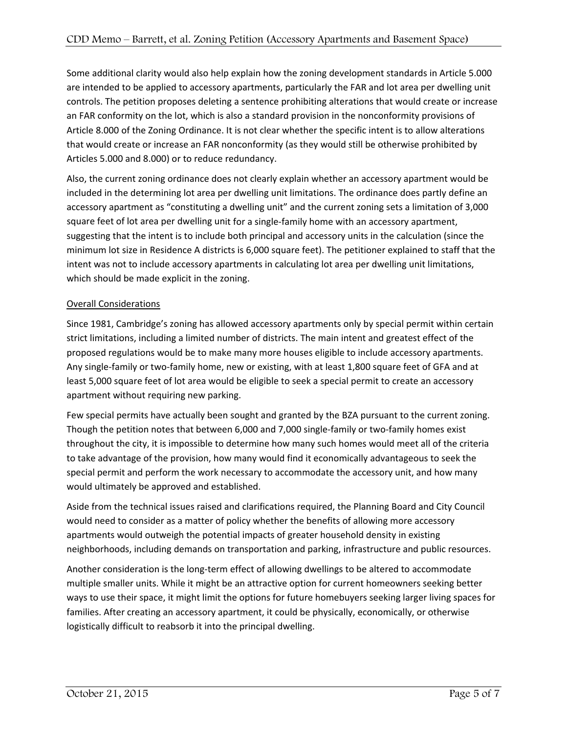Some additional clarity would also help explain how the zoning development standards in Article 5.000 are intended to be applied to accessory apartments, particularly the FAR and lot area per dwelling unit controls. The petition proposes deleting a sentence prohibiting alterations that would create or increase an FAR conformity on the lot, which is also a standard provision in the nonconformity provisions of Article 8.000 of the Zoning Ordinance. It is not clear whether the specific intent is to allow alterations that would create or increase an FAR nonconformity (as they would still be otherwise prohibited by Articles 5.000 and 8.000) or to reduce redundancy.

Also, the current zoning ordinance does not clearly explain whether an accessory apartment would be included in the determining lot area per dwelling unit limitations. The ordinance does partly define an accessory apartment as "constituting a dwelling unit" and the current zoning sets a limitation of 3,000 square feet of lot area per dwelling unit for a single-family home with an accessory apartment, suggesting that the intent is to include both principal and accessory units in the calculation (since the minimum lot size in Residence A districts is 6,000 square feet). The petitioner explained to staff that the intent was not to include accessory apartments in calculating lot area per dwelling unit limitations, which should be made explicit in the zoning.

<u>Overall Considerations</u>

Since 1981, Cambridge's zoning has allowed accessory apartments only by special permit within certain strict limitations, including a limited number of districts. The main intent and greatest effect of the proposed regulations would be to make many more houses eligible to include accessory apartments. Any single-family or two-family home, new or existing, with at least 1,800 square feet of GFA and at least 5,000 square feet of lot area would be eligible to seek a special permit to create an accessory apartment without requiring new parking.

Few special permits have actually been sought and granted by the BZA pursuant to the current zoning. Though the petition notes that between 6,000 and 7,000 single-family or two-family homes exist throughout the city, it is impossible to determine how many such homes would meet all of the criteria to take advantage of the provision, how many would find it economically advantageous to seek the special permit and perform the work necessary to accommodate the accessory unit, and how many would ultimately be approved and established.

Aside from the technical issues raised and clarifications required, the Planning Board and City Council would need to consider as a matter of policy whether the benefits of allowing more accessory apartments would outweigh the potential impacts of greater household density in existing neighborhoods, including demands on transportation and parking, infrastructure and public resources.

Another consideration is the long-term effect of allowing dwellings to be altered to accommodate multiple smaller units. While it might be an attractive option for current homeowners seeking better ways to use their space, it might limit the options for future homebuyers seeking larger living spaces for families. After creating an accessory apartment, it could be physically, economically, or otherwise logistically difficult to reabsorb it into the principal dwelling.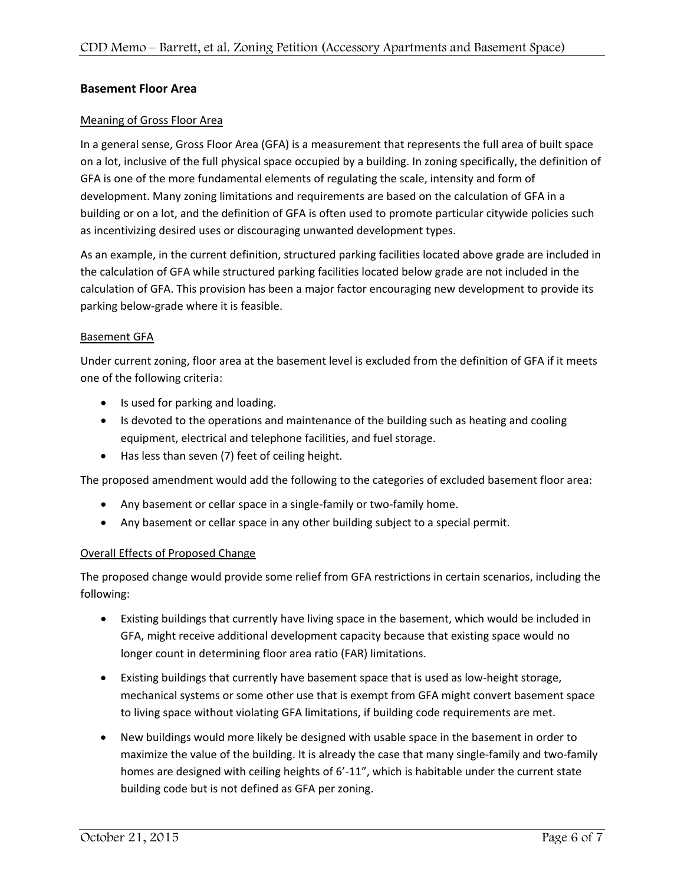## Basement Floor Area

### Meaning of Gross Floor Area

In a general sense, Gross Floor Area (GFA) is a measurement that represents the full area of built space on a lot, inclusive of the full physical space occupied by a building. In zoning specifically, the definition of GFA is one of the more fundamental elements of regulating the scale, intensity and form of development. Many zoning limitations and requirements are based on the calculation of GFA in a building or on a lot, and the definition of GFA is often used to promote particular citywide policies such as incentivizing desired uses or discouraging unwanted development types.

As an example, in the current definition, structured parking facilities located above grade are included in the calculation of GFA while structured parking facilities located below grade are not included in the calculation of GFA. This provision has been a major factor encouraging new development to provide its parking below-grade where it is feasible.

### Basement GFA

Under current zoning, floor area at the basement level is excluded from the definition of GFA if it meets one of the following criteria:

- Is used for parking and loading.
- Is devoted to the operations and maintenance of the building such as heating and cooling equipment, electrical and telephone facilities, and fuel storage.
- Has less than seven (7) feet of ceiling height.

The proposed amendment would add the following to the categories of excluded basement floor area:

- Any basement or cellar space in a single-family or two-family home.
- Any basement or cellar space in any other building subject to a special permit.

### Overall Effects of Proposed Change

The proposed change would provide some relief from GFA restrictions in certain scenarios, including the following:

- Existing buildings that currently have living space in the basement, which would be included in GFA, might receive additional development capacity because that existing space would no longer count in determining floor area ratio (FAR) limitations.
- Existing buildings that currently have basement space that is used as low-height storage, mechanical systems or some other use that is exempt from GFA might convert basement space to living space without violating GFA limitations, if building code requirements are met.
- New buildings would more likely be designed with usable space in the basement in order to maximize the value of the building. It is already the case that many single-family and two-family homes are designed with ceiling heights of 6'-11", which is habitable under the current state building code but is not defined as GFA per zoning.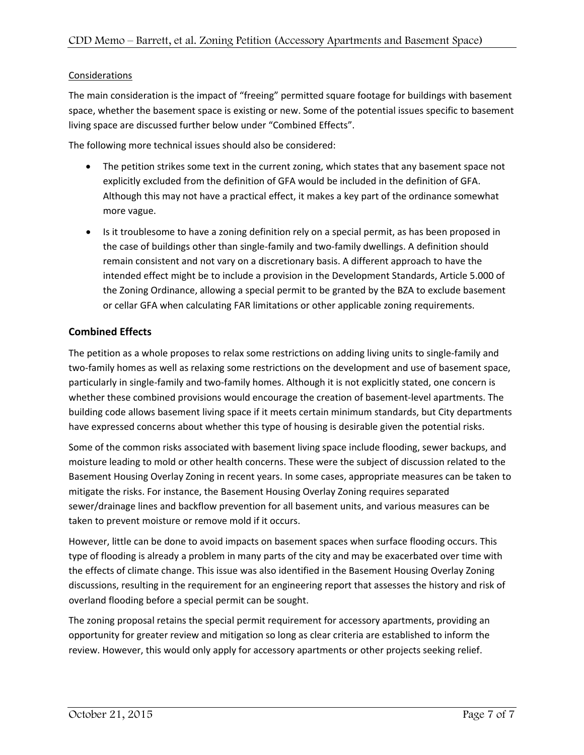Considerations

The main consideration is the impact of "freeing" permitted square footage for buildings with basement space, whether the basement space is existing or new. Some of the potential issues specific to basement living space are discussed further below under "Combined Effects".

The following more technical issues should also be considered:

- The petition strikes some text in the current zoning, which states that any basement space not explicitly excluded from the definition of GFA would be included in the definition of GFA. Although this may not have a practical effect, it makes a key part of the ordinance somewhat more vague.
- Is it troublesome to have a zoning definition rely on a special permit, as has been proposed in the case of buildings other than single-family and two-family dwellings. A definition should remain consistent and not vary on a discretionary basis. A different approach to have the intended effect might be to include a provision in the Development Standards, Article 5.000 of the Zoning Ordinance, allowing a special permit to be granted by the BZA to exclude basement or cellar GFA when calculating FAR limitations or other applicable zoning requirements.

## Combined Effects

The petition as a whole proposes to relax some restrictions on adding living units to single-family and two-family homes as well as relaxing some restrictions on the development and use of basement space, particularly in single-family and two-family homes. Although it is not explicitly stated, one concern is whether these combined provisions would encourage the creation of basement-level apartments. The building code allows basement living space if it meets certain minimum standards, but City departments have expressed concerns about whether this type of housing is desirable given the potential risks.

Some of the common risks associated with basement living space include flooding, sewer backups, and moisture leading to mold or other health concerns. These were the subject of discussion related to the Basement Housing Overlay Zoning in recent years. In some cases, appropriate measures can be taken to mitigate the risks. For instance, the Basement Housing Overlay Zoning requires separated sewer/drainage lines and backflow prevention for all basement units, and various measures can be taken to prevent moisture or remove mold if it occurs.

However, little can be done to avoid impacts on basement spaces when surface flooding occurs. This type of flooding is already a problem in many parts of the city and may be exacerbated over time with the effects of climate change. This issue was also identified in the Basement Housing Overlay Zoning discussions, resulting in the requirement for an engineering report that assesses the history and risk of overland flooding before a special permit can be sought.

The zoning proposal retains the special permit requirement for accessory apartments, providing an opportunity for greater review and mitigation so long as clear criteria are established to inform the review. However, this would only apply for accessory apartments or other projects seeking relief.